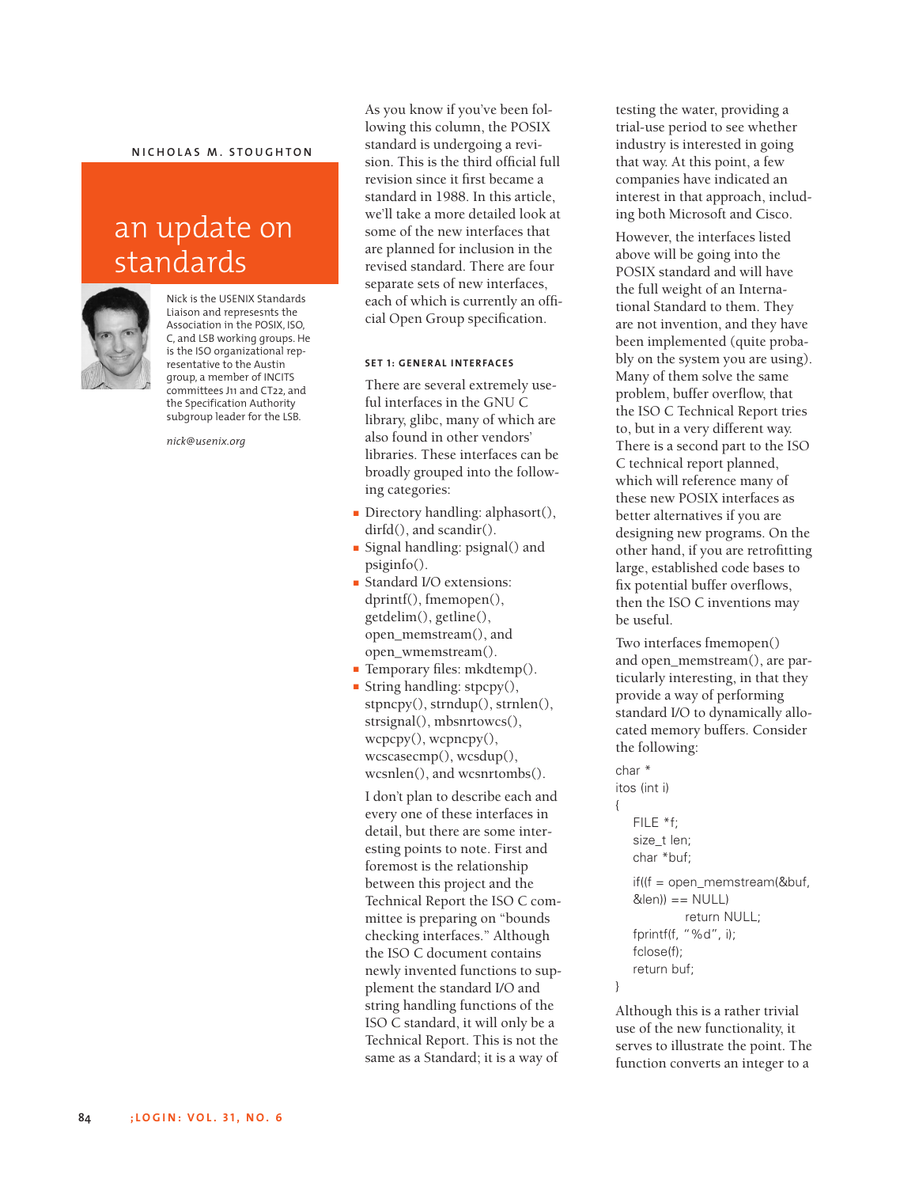NICHOLAS M. STOUGHTON

# an update on standards

Nick is the USENIX Standards Liaison and represesnts the Association in the POSIX, ISO, C, and LSB working groups. He is the ISO organizational representative to the Austin group, a member of INCITS committees J11 and CT22, and the Specification Authority subgroup leader for the LSB.

*nick@usenix.org*

As you know if you've been following this column, the POSIX standard is undergoing a revision. This is the third official full revision since it first became a standard in 1988. In this article, we'll take a more detailed look at some of the new interfaces that are planned for inclusion in the revised standard. There are four separate sets of new interfaces, each of which is currently an official Open Group specification.

## SET 1: GENERAL INTERFACES

There are several extremely useful interfaces in the GNU C library, glibc, many of which are also found in other vendors' libraries. These interfaces can be broadly grouped into the following categories:

- Directory handling: alphasort(), dirfd(), and scandir().
- Signal handling: psignal() and psiginfo().
- Standard I/O extensions: dprintf(), fmemopen(), getdelim(), getline(), open_memstream(), and open_wmemstream().
- Temporary files: mkdtemp().
- String handling: stpcpy(), stpncpy(), strndup(), strnlen(), strsignal(), mbsnrtowcs(), wcpcpy(), wcpncpy(), wcscasecmp(), wcsdup(), wcsnlen(), and wcsnrtombs().

I don't plan to describe each and every one of these interfaces in detail, but there are some interesting points to note. First and foremost is the relationship between this project and the Technical Report the ISO C committee is preparing on "bounds checking interfaces." Although the ISO C document contains newly invented functions to supplement the standard I/O and string handling functions of the ISO C standard, it will only be a Technical Report. This is not the same as a Standard; it is a way of testing the water, providing a trial-use period to see whether industry is interested in going that way. At this point, a few companies have indicated an interest in that approach, including both Microsoft and Cisco.

However, the interfaces listed above will be going into the POSIX standard and will have the full weight of an International Standard to them. They are not invention, and they have been implemented (quite probably on the system you are using). Many of them solve the same problem, buffer overflow, that the ISO C Technical Report tries to, but in a very different way. There is a second part to the ISO C technical report planned, which will reference many of these new POSIX interfaces as better alternatives if you are designing new programs. On the other hand, if you are retrofitting large, established code bases to fix potential buffer overflows, then the ISO C inventions may be useful.

Two interfaces fmemopen() and open_memstream(), are particularly interesting, in that they provide a way of performing standard I/O to dynamically allocated memory buffers. Consider the following:

```
char *
itos (int i)
{
    FILE *f;
    size_t len;
    char *buf;

    if((f = open_memstream(&buf,
    &len)) == NULL)
            return NULL;
    fprintf(f, "%d", i);
    fclose(f);
    return buf;
}
```

Although this is a rather trivial use of the new functionality, it serves to illustrate the point. The function converts an integer to a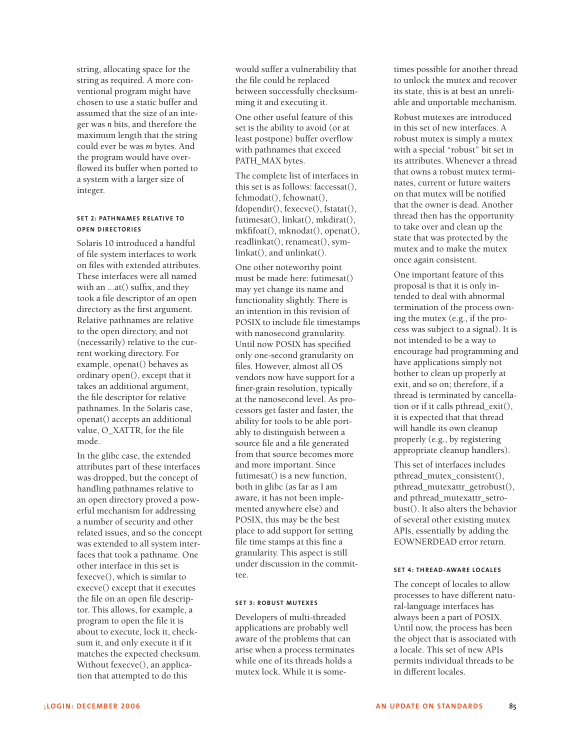string, allocating space for the string as required. A more conventional program might have chosen to use a static buffer and assumed that the size of an integer was *n* bits, and therefore the maximum length that the string could ever be was *m* bytes. And the program would have overflowed its buffer when ported to a system with a larger size of integer.

### SET 2: PATHNAMES RELATIVE TO OPEN DIRECTORIES

Solaris 10 introduced a handful of file system interfaces to work on files with extended attributes. These interfaces were all named with an ...at() suffix, and they took a file descriptor of an open directory as the first argument. Relative pathnames are relative to the open directory, and not (necessarily) relative to the current working directory. For example, openat() behaves as ordinary open(), except that it takes an additional argument, the file descriptor for relative pathnames. In the Solaris case, openat() accepts an additional value, O_XATTR, for the file mode.

In the glibc case, the extended attributes part of these interfaces was dropped, but the concept of handling pathnames relative to an open directory proved a powerful mechanism for addressing a number of security and other related issues, and so the concept was extended to all system interfaces that took a pathname. One other interface in this set is fexecve(), which is similar to execve() except that it executes the file on an open file descriptor. This allows, for example, a program to open the file it is about to execute, lock it, checksum it, and only execute it if it matches the expected checksum. Without fexecve(), an application that attempted to do this would suffer a vulnerability that the file could be replaced between successfully checksumming it and executing it.

One other useful feature of this set is the ability to avoid (or at least postpone) buffer overflow with pathnames that exceed PATH_MAX bytes.

The complete list of interfaces in this set is as follows: faccessat(), fchmodat(), fchownat(), fdopendir(), fexecve(), fstatat(), futimesat(), linkat(), mkdirat(), mkfifoat(), mknodat(), openat(), readlinkat(), renameat(), symlinkat(), and unlinkat().

One other noteworthy point must be made here: futimesat() may yet change its name and functionality slightly. There is an intention in this revision of POSIX to include file timestamps with nanosecond granularity. Until now POSIX has specified only one-second granularity on files. However, almost all OS vendors now have support for a finer-grain resolution, typically at the nanosecond level. As processors get faster and faster, the ability for tools to be able portably to distinguish between a source file and a file generated from that source becomes more and more important. Since futimesat() is a new function, both in glibc (as far as I am aware, it has not been implemented anywhere else) and POSIX, this may be the best place to add support for setting file time stamps at this fine a granularity. This aspect is still under discussion in the committee.

### SET 3: ROBUST MUTEXES

Developers of multi-threaded applications are probably well aware of the problems that can arise when a process terminates while one of its threads holds a mutex lock. While it is sometimes possible for another thread to unlock the mutex and recover its state, this is at best an unreliable and unportable mechanism.

Robust mutexes are introduced in this set of new interfaces. A robust mutex is simply a mutex with a special "robust" bit set in its attributes. Whenever a thread that owns a robust mutex terminates, current or future waiters on that mutex will be notified that the owner is dead. Another thread then has the opportunity to take over and clean up the state that was protected by the mutex and to make the mutex once again consistent.

One important feature of this proposal is that it is only intended to deal with abnormal termination of the process owning the mutex (e.g., if the process was subject to a signal). It is not intended to be a way to encourage bad programming and have applications simply not bother to clean up properly at exit, and so on; therefore, if a thread is terminated by cancellation or if it calls pthread_exit(), it is expected that that thread will handle its own cleanup properly (e.g., by registering appropriate cleanup handlers).

This set of interfaces includes pthread_mutex_consistent(), pthread_mutexattr_getrobust(), and pthread_mutexattr_setrobust(). It also alters the behavior of several other existing mutex APIs, essentially by adding the EOWNERDEAD error return.

### SET 4: THREAD-AWARE LOCALES

The concept of locales to allow processes to have different natural-language interfaces has always been a part of POSIX. Until now, the process has been the object that is associated with a locale. This set of new APIs permits individual threads to be in different locales.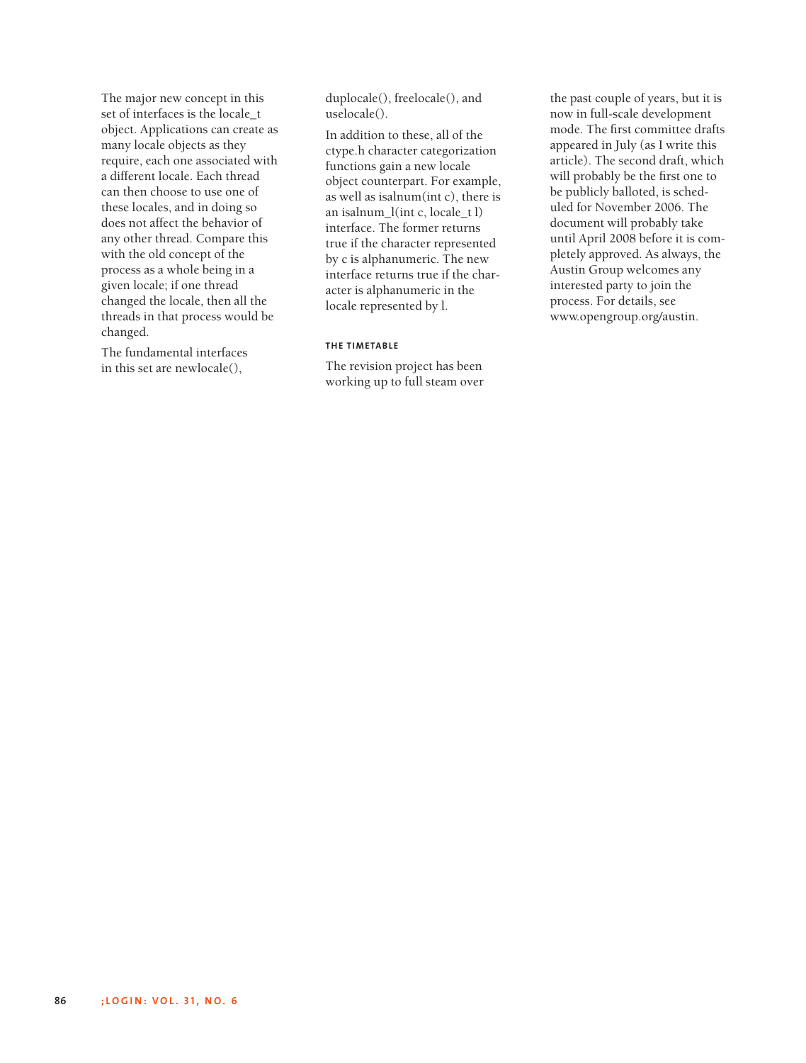The major new concept in this set of interfaces is the locale_t object. Applications can create as many locale objects as they require, each one associated with a different locale. Each thread can then choose to use one of these locales, and in doing so does not affect the behavior of any other thread. Compare this with the old concept of the process as a whole being in a given locale; if one thread changed the locale, then all the threads in that process would be changed.

The fundamental interfaces in this set are newlocale(), duplocale(), freelocale(), and uselocale().

In addition to these, all of the ctype.h character categorization functions gain a new locale object counterpart. For example, as well as isalnum(int c), there is an isalnum_l(int c, locale_t l) interface. The former returns true if the character represented by c is alphanumeric. The new interface returns true if the character is alphanumeric in the locale represented by l.

#### THE TIMETABLE

The revision project has been working up to full steam over the past couple of years, but it is now in full-scale development mode. The first committee drafts appeared in July (as I write this article). The second draft, which will probably be the first one to be publicly balloted, is scheduled for November 2006. The document will probably take until April 2008 before it is completely approved. As always, the Austin Group welcomes any interested party to join the process. For details, see www.opengroup.org/austin.